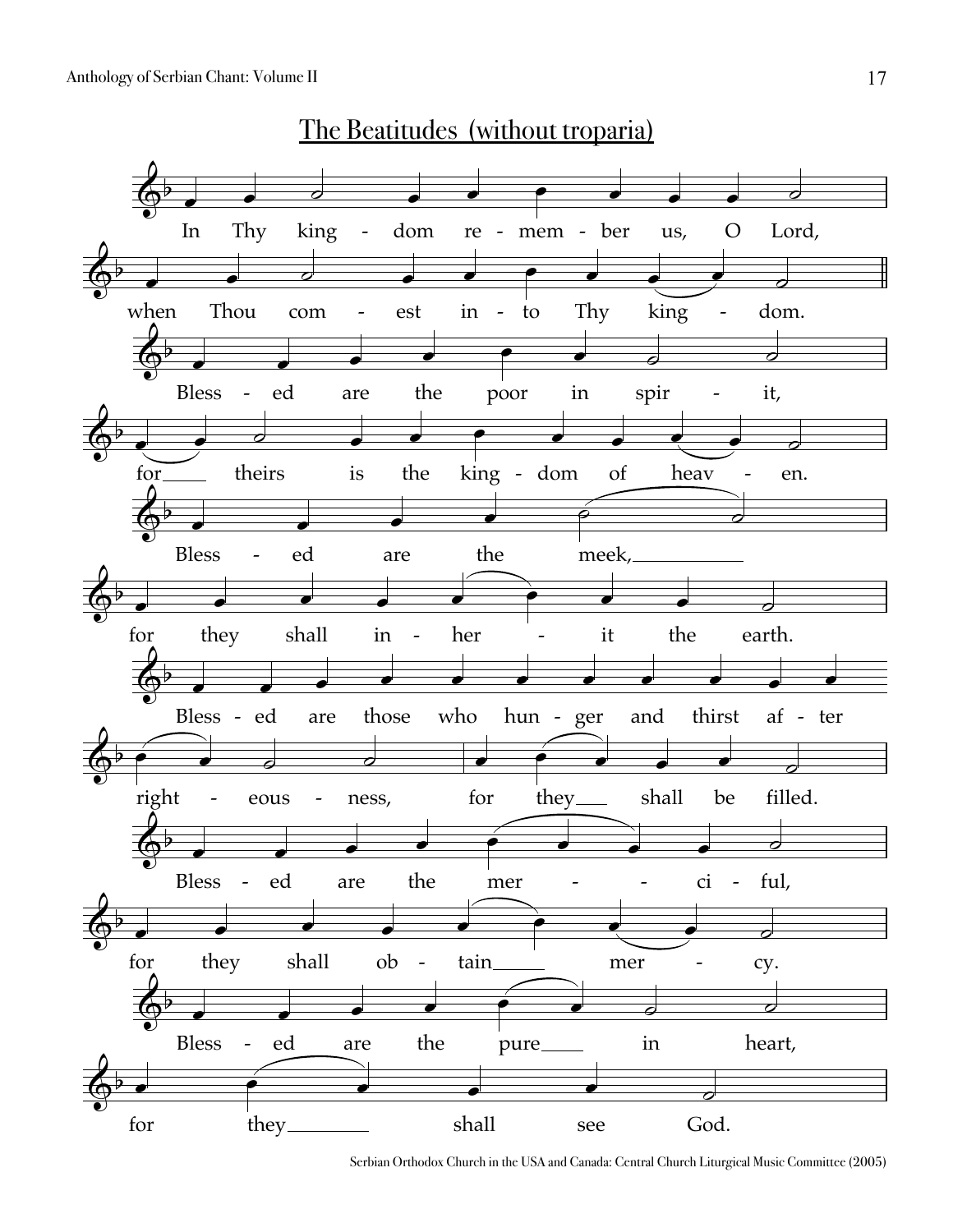## The Beatitudes (without troparia)

In Thy kingdom remember us, O Lord,
when Thou comest into Thy kingdom.

Blessed are the poor in spirit,
for theirs is the kingdom of heaven.

Blessed are the meek,
for they shall inherit the earth.

Blessed are those who hunger and thirst after righteousness,
for they shall be filled.

Blessed are the merciful,
for they shall obtain mercy.

Blessed are the pure in heart,
for they shall see God.

Serbian Orthodox Church in the USA and Canada: Central Church Liturgical Music Committee (2005)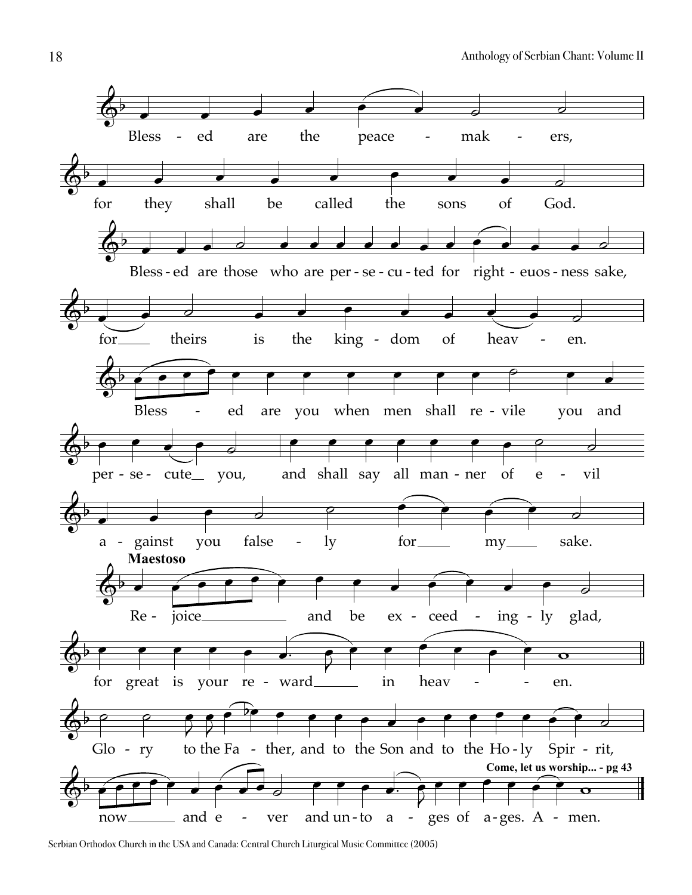Bless - ed are the peace - mak - ers,

for they shall be called the sons of God.

Bless - ed are those who are per - se - cu - ted for right - euos - ness sake,

for theirs is the king - dom of heav - en.

Bless - ed are you when men shall re - vile you and

per - se - cute you, and shall say all man - ner of e - vil

a - gainst you false - ly for my sake.

**Maestoso**

Re - joice and be ex - ceed - ing - ly glad,

for great is your re - ward in heav - en.

Glo - ry to the Fa - ther, and to the Son and to the Ho - ly Spir - rit,

**Come, let us worship... - pg 43**

now and e - ver and un - to a - ges of a - ges. A - men.

Serbian Orthodox Church in the USA and Canada: Central Church Liturgical Music Committee (2005)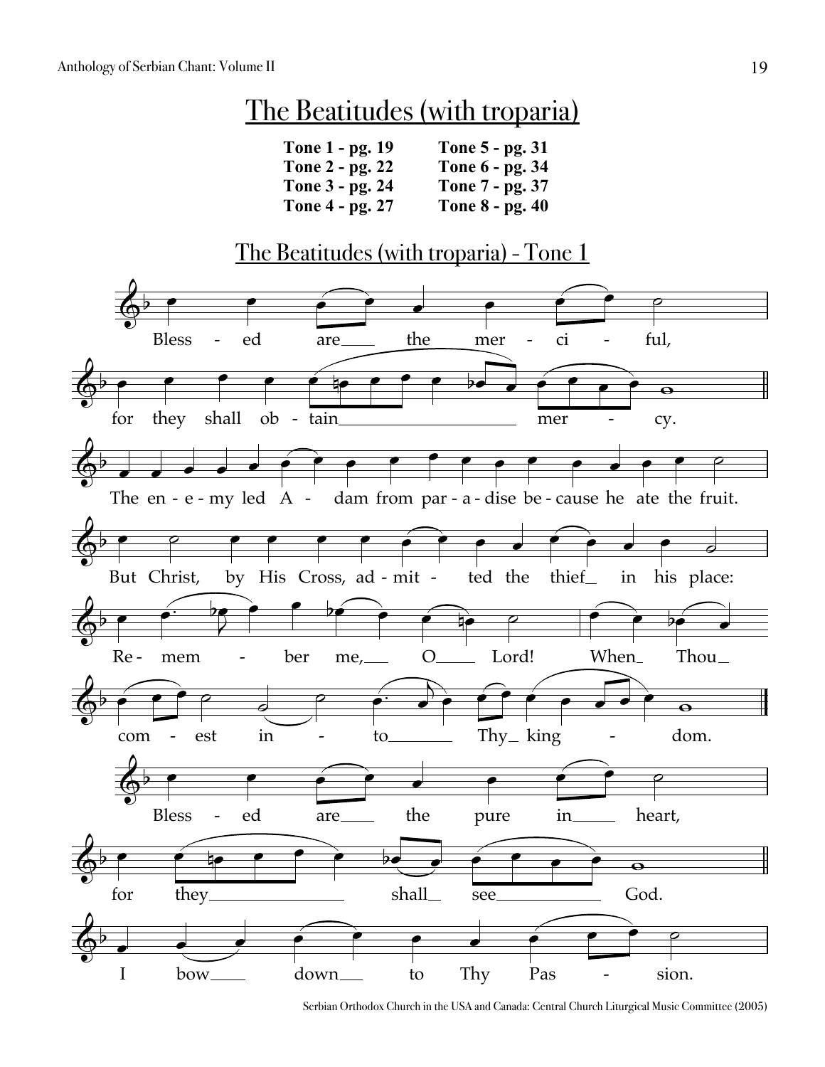# The Beatitudes (with troparia)

| | |
|---|---|
| **Tone 1 - pg. 19** | **Tone 5 - pg. 31** |
| **Tone 2 - pg. 22** | **Tone 6 - pg. 34** |
| **Tone 3 - pg. 24** | **Tone 7 - pg. 37** |
| **Tone 4 - pg. 27** | **Tone 8 - pg. 40** |

## The Beatitudes (with troparia) - Tone 1

Bless - ed are the mer - ci - ful,

for they shall ob - tain mer - cy.

The en - e - my led A - dam from par - a - dise be - cause he ate the fruit.

But Christ, by His Cross, ad - mit - ted the thief in his place:

Re - mem - ber me, O Lord! When Thou

com - est in - to Thy king - dom.

Bless - ed are the pure in heart,

for they shall see God.

I bow down to Thy Pas - sion.

Serbian Orthodox Church in the USA and Canada: Central Church Liturgical Music Committee (2005)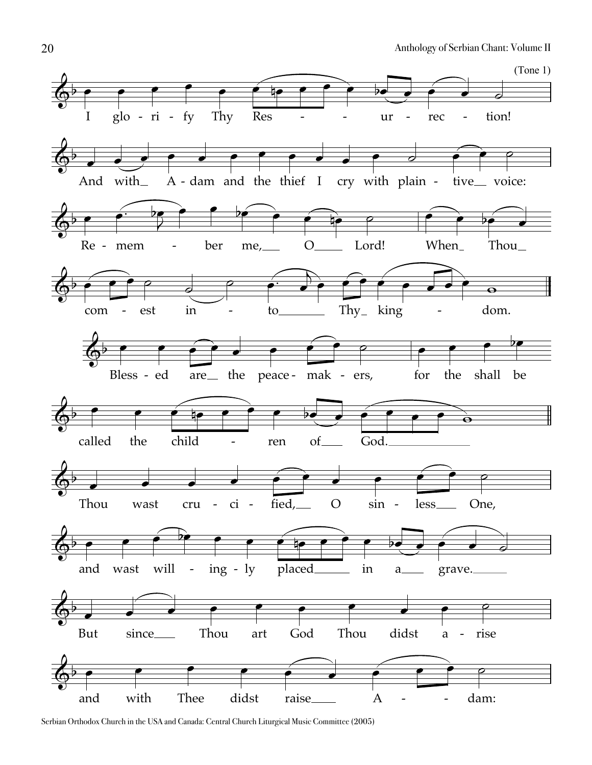(Tone 1)

I glo - ri - fy Thy Res - - ur - rec - tion!

And with_ A - dam and the thief I cry with plain - tive_ voice:

Re - mem - ber me,_ O_ Lord! When_ Thou_

com - est in - to_ Thy_ king - dom.

Bless - ed are_ the peace - mak - ers, for the shall be

called the child - ren of_ God._

Thou wast cru - ci - fied,_ O sin - less_ One,

and wast will - ing - ly placed_ in a_ grave._

But since_ Thou art God Thou didst a - rise

and with Thee didst raise_ A - - dam:

Serbian Orthodox Church in the USA and Canada: Central Church Liturgical Music Committee (2005)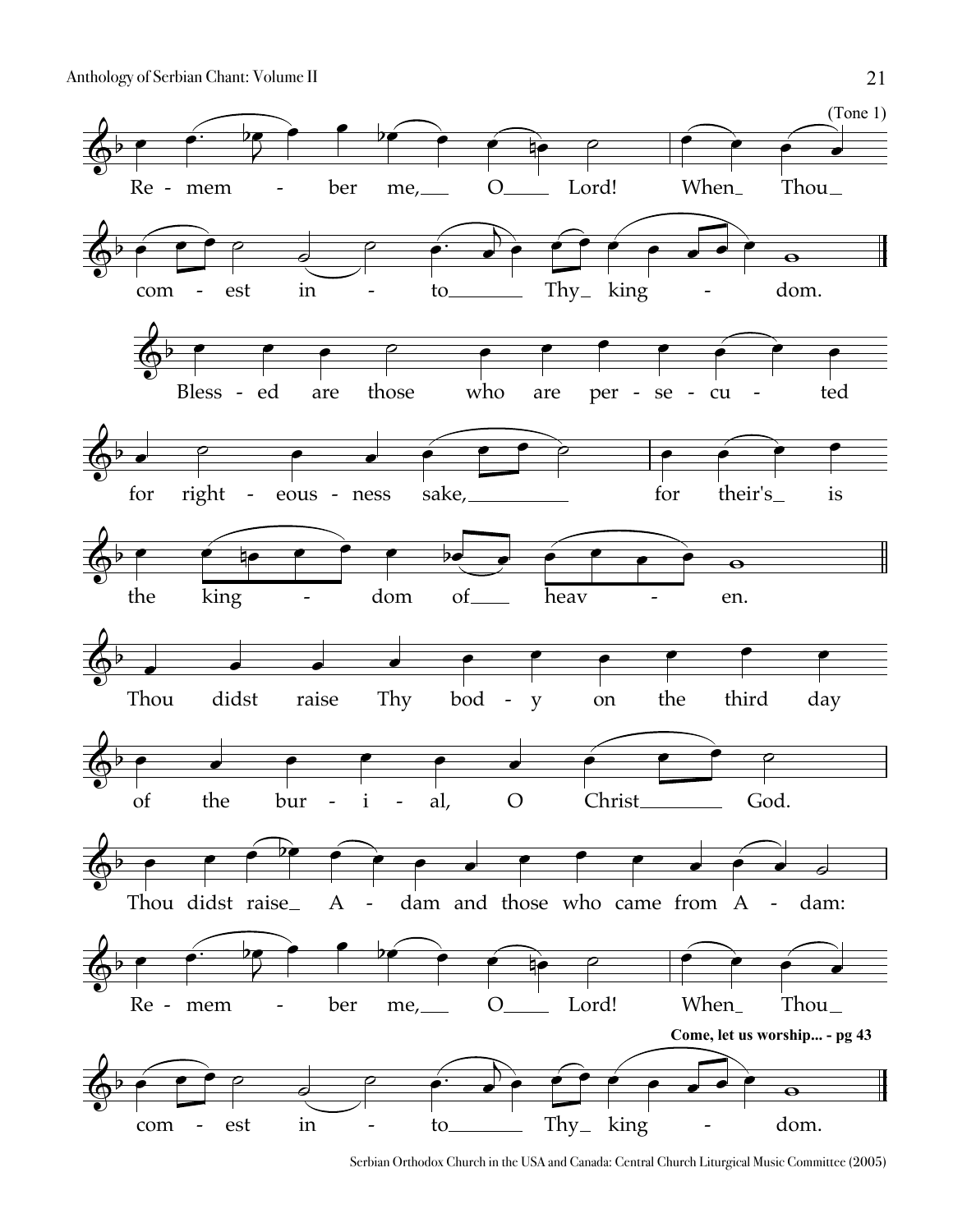(Tone 1)

Re - mem - ber me, O Lord! When Thou

com - est in - to Thy king - dom.

Bless - ed are those who are per - se - cu - ted

for right - eous - ness sake, for their's is

the king - dom of heav - en.

Thou didst raise Thy bod - y on the third day

of the bur - i - al, O Christ God.

Thou didst raise A - dam and those who came from A - dam:

Re - mem - ber me, O Lord! When Thou

**Come, let us worship... - pg 43**

com - est in - to Thy king - dom.

Serbian Orthodox Church in the USA and Canada: Central Church Liturgical Music Committee (2005)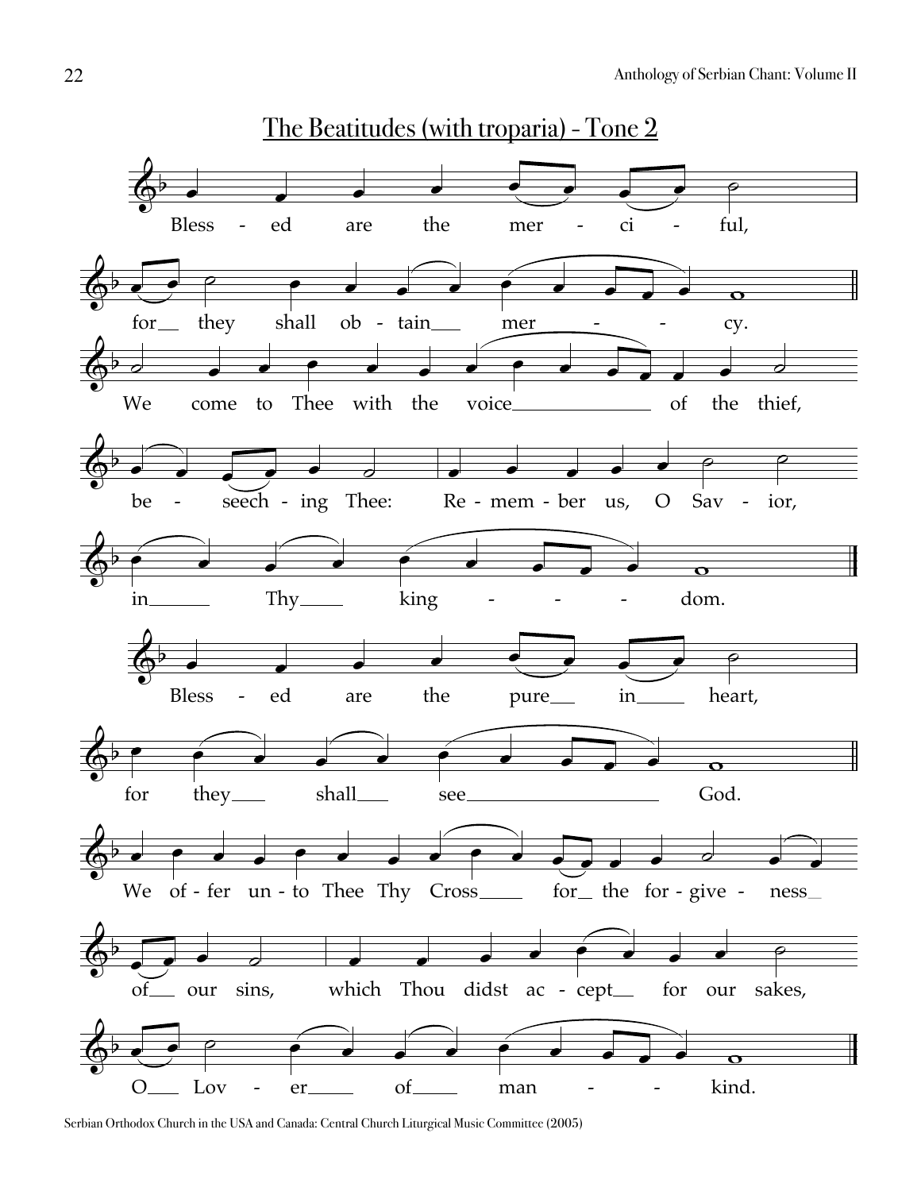## The Beatitudes (with troparia) - Tone 2

Bless - ed are the mer - ci - ful,

for they shall ob - tain mer - - cy.

We come to Thee with the voice of the thief,

be - seech - ing Thee: Re - mem - ber us, O Sav - ior,

in Thy king - - - dom.

Bless - ed are the pure in heart,

for they shall see God.

We of - fer un - to Thee Thy Cross for the for - give - ness

of our sins, which Thou didst ac - cept for our sakes,

O Lov - er of man - - kind.

Serbian Orthodox Church in the USA and Canada: Central Church Liturgical Music Committee (2005)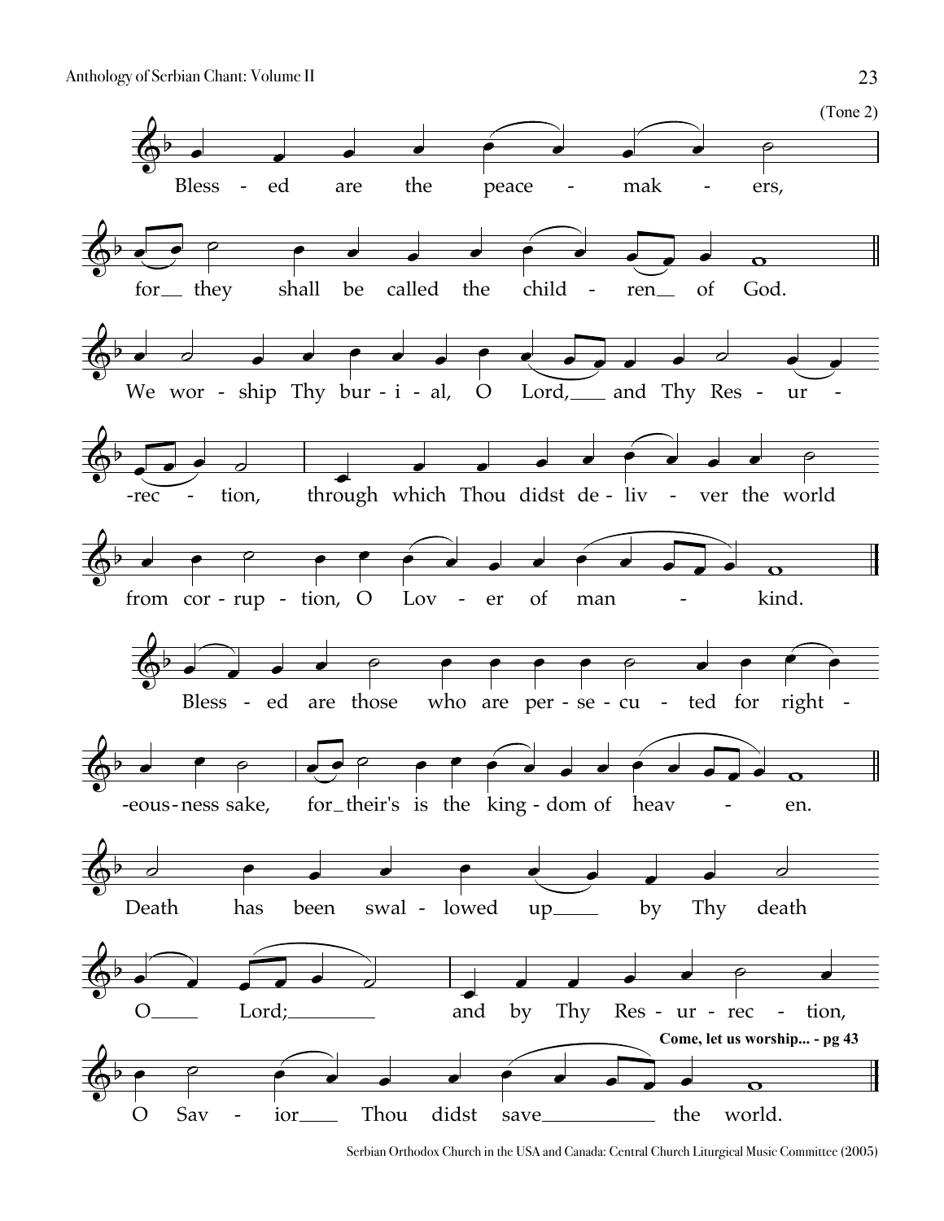(Tone 2)

Bless - ed are the peace - mak - ers,

for__ they shall be called the child - ren__ of God.

We wor - ship Thy bur - i - al, O Lord,___ and Thy Res - ur -

-rec - tion, through which Thou didst de - liv - ver the world

from cor - rup - tion, O Lov - er of man - kind.

Bless - ed are those who are per - se - cu - ted for right -

-eous - ness sake, for_their's is the king - dom of heav - en.

Death has been swal - lowed up____ by Thy death

O____ Lord;________ and by Thy Res - ur - rec - tion,

**Come, let us worship... - pg 43**

O Sav - ior___ Thou didst save__________ the world.

Serbian Orthodox Church in the USA and Canada: Central Church Liturgical Music Committee (2005)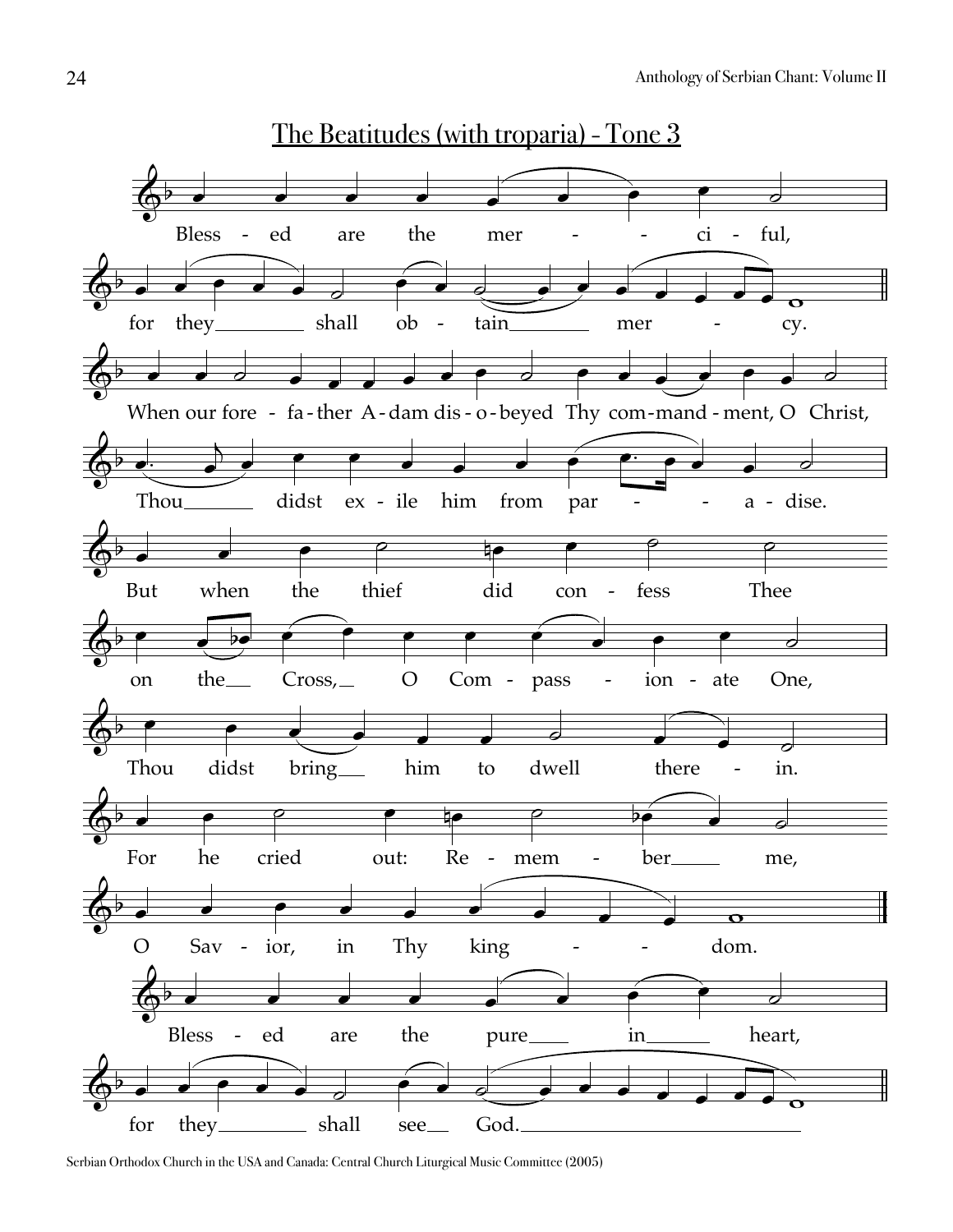# The Beatitudes (with troparia) - Tone 3

Bless - ed are the mer - - ci - ful,

for they shall ob - tain mer - cy.

When our fore - fa - ther A - dam dis - o - beyed Thy com - mand - ment, O Christ,

Thou didst ex - ile him from par - - a - dise.

But when the thief did con - fess Thee

on the Cross, O Com - pass - ion - ate One,

Thou didst bring him to dwell there - in.

For he cried out: Re - mem - ber me,

O Sav - ior, in Thy king - - dom.

Bless - ed are the pure in heart,

for they shall see God.

Serbian Orthodox Church in the USA and Canada: Central Church Liturgical Music Committee (2005)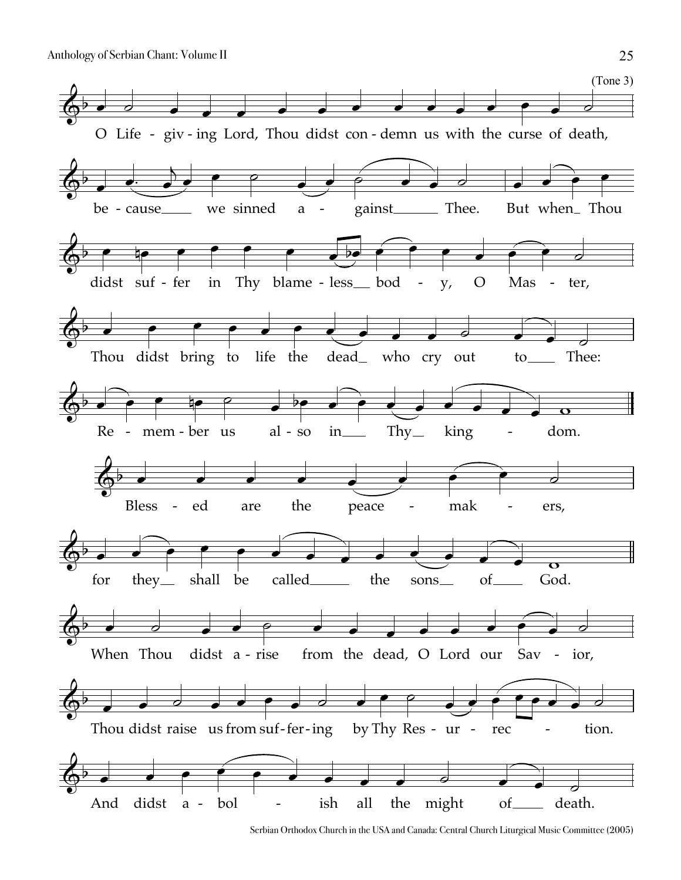(Tone 3)

O Life - giv - ing Lord, Thou didst con - demn us with the curse of death,

be - cause___ we sinned a - gainst___ Thee. But when_ Thou

didst suf - fer in Thy blame - less__ bod - y, O Mas - ter,

Thou didst bring to life the dead_ who cry out to___ Thee:

Re - mem - ber us al - so in___ Thy_ king - dom.

Bless - ed are the peace - mak - ers,

for they__ shall be called_____ the sons__ of____ God.

When Thou didst a - rise from the dead, O Lord our Sav - ior,

Thou didst raise us from suf - fer - ing by Thy Res - ur - rec - tion.

And didst a - bol - ish all the might of____ death.

Serbian Orthodox Church in the USA and Canada: Central Church Liturgical Music Committee (2005)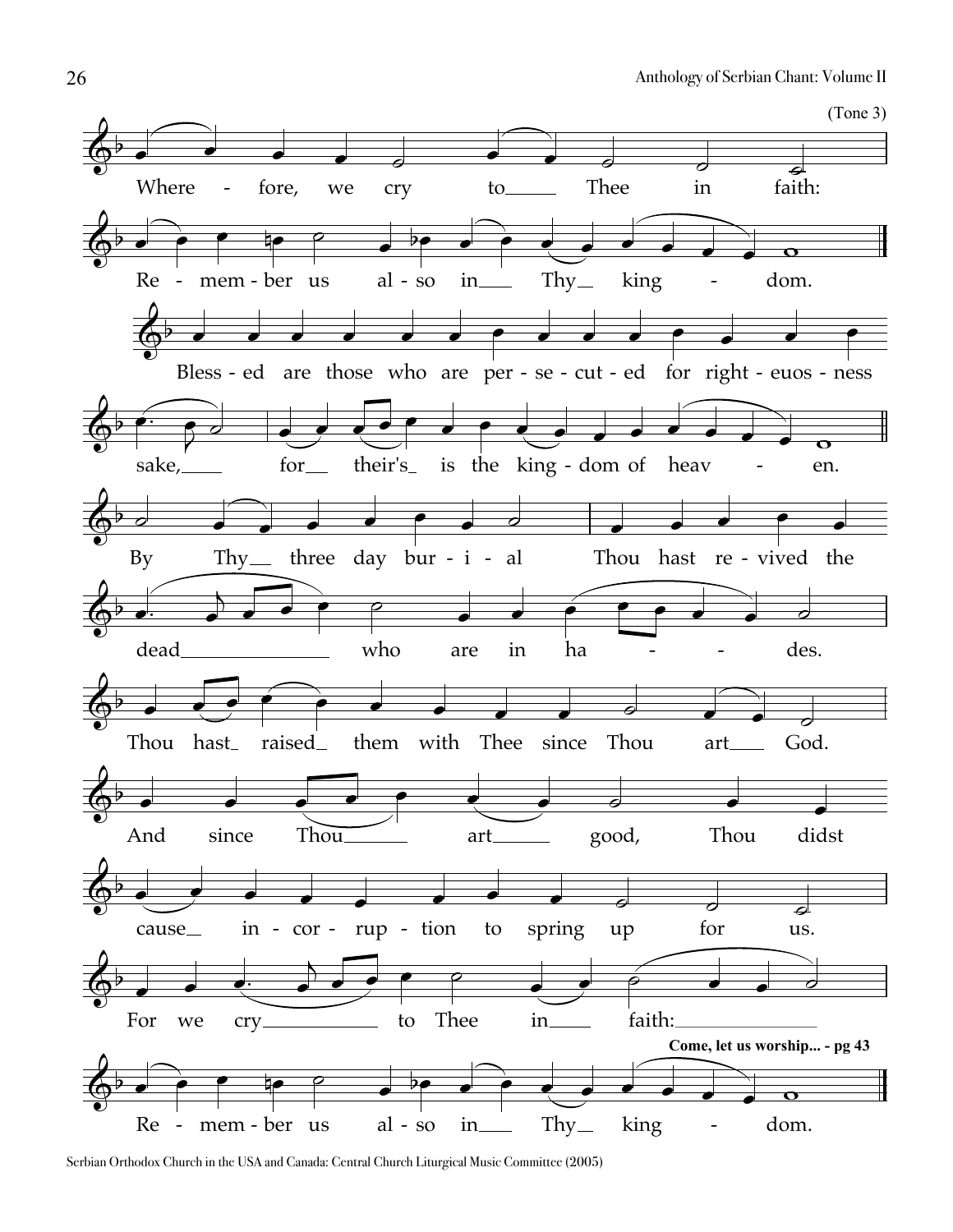(Tone 3)

Wherefore, we cry to Thee in faith:

Remember us also in Thy kingdom.

Blessed are those who are persecuted for righteuosness sake, for their's is the kingdom of heaven.

By Thy three day burial Thou hast revived the dead who are in hades.

Thou hast raised them with Thee since Thou art God.

And since Thou art good, Thou didst cause incorruption to spring up for us.

For we cry to Thee in faith:

**Come, let us worship... - pg 43**

Remember us also in Thy kingdom.

Serbian Orthodox Church in the USA and Canada: Central Church Liturgical Music Committee (2005)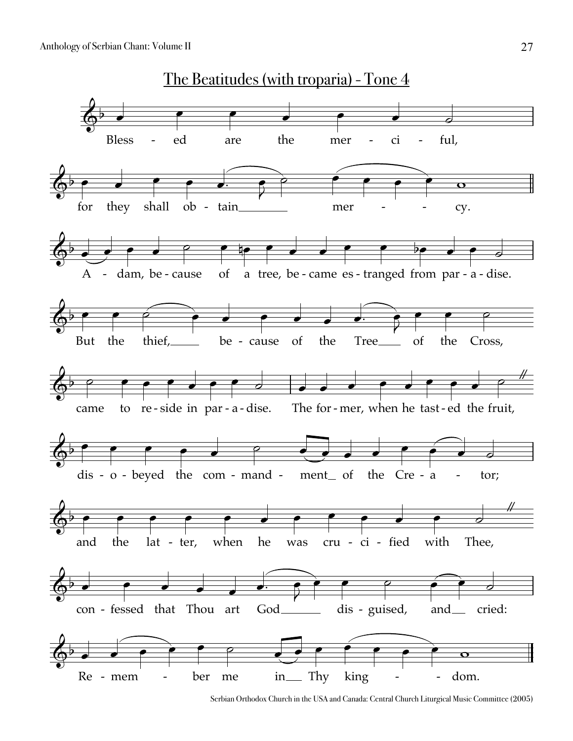## The Beatitudes (with troparia) - Tone 4

Bless - ed are the mer - ci - ful,

for they shall ob - tain ___ mer - - cy.

A - dam, be - cause of a tree, be - came es - tranged from par - a - dise.

But the thief, ___ be - cause of the Tree ___ of the Cross,

came to re - side in par - a - dise. The for - mer, when he tast - ed the fruit,

dis - o - beyed the com - mand - ment_ of the Cre - a - tor;

and the lat - ter, when he was cru - ci - fied with Thee,

con - fessed that Thou art God ___ dis - guised, and ___ cried:

Re - mem - ber me in ___ Thy king - - dom.

Serbian Orthodox Church in the USA and Canada: Central Church Liturgical Music Committee (2005)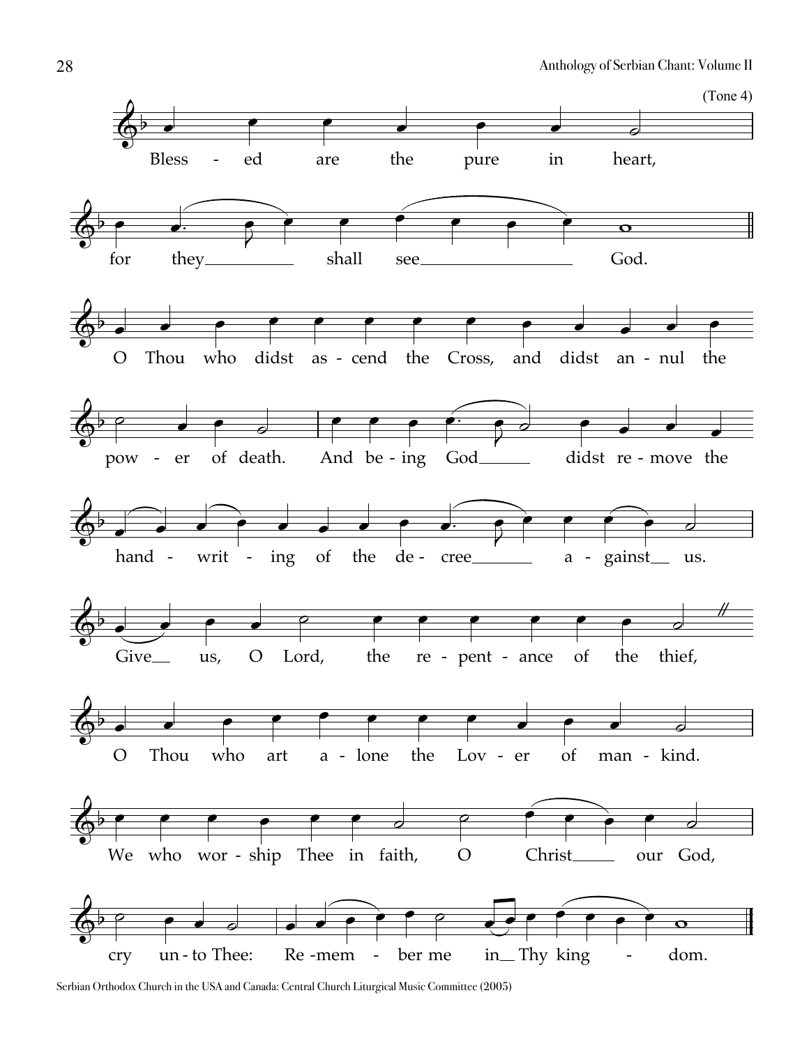(Tone 4)

Bless - ed are the pure in heart,

for they shall see God.

O Thou who didst as - cend the Cross, and didst an - nul the

pow - er of death. And be - ing God didst re - move the

hand - writ - ing of the de - cree a - gainst us.

Give us, O Lord, the re - pent - ance of the thief,

O Thou who art a - lone the Lov - er of man - kind.

We who wor - ship Thee in faith, O Christ our God,

cry un - to Thee: Re - mem - ber me in Thy king - dom.

Serbian Orthodox Church in the USA and Canada: Central Church Liturgical Music Committee (2005)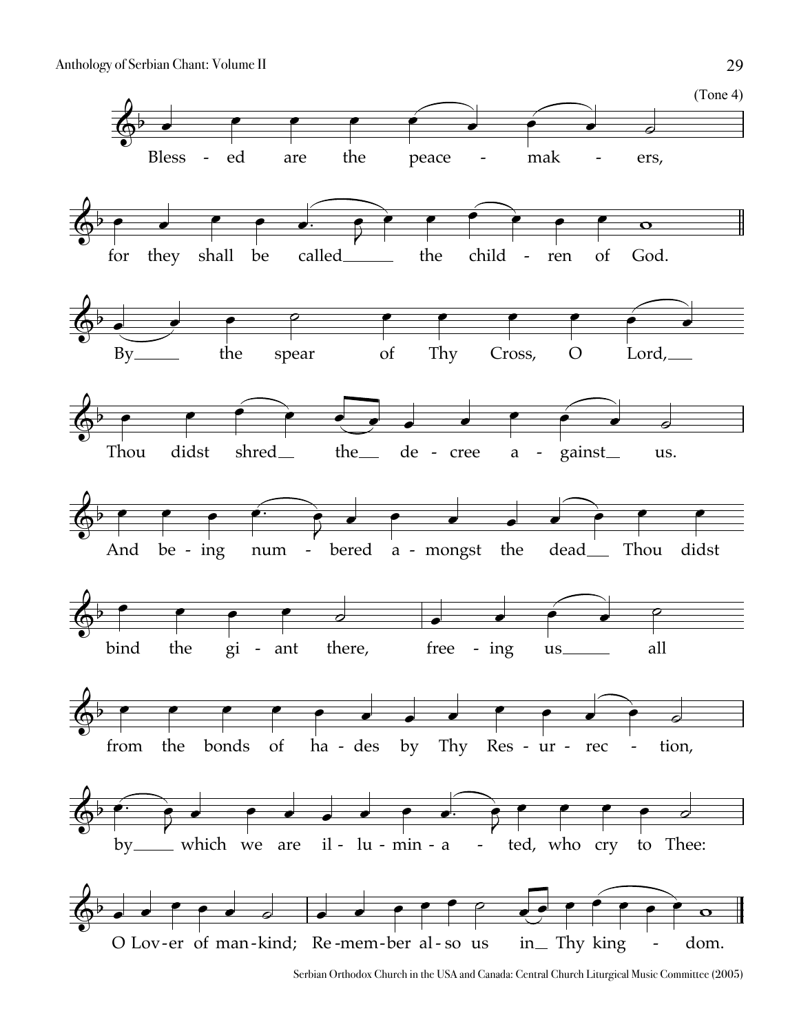(Tone 4)

Bless - ed are the peace - mak - ers,

for they shall be called the child - ren of God.

By the spear of Thy Cross, O Lord,

Thou didst shred the de - cree a - gainst us.

And be - ing num - bered a - mongst the dead Thou didst

bind the gi - ant there, free - ing us all

from the bonds of ha - des by Thy Res - ur - rec - tion,

by which we are il - lu - min - a - ted, who cry to Thee:

O Lov - er of man - kind; Re - mem - ber al - so us in Thy king - dom.

Serbian Orthodox Church in the USA and Canada: Central Church Liturgical Music Committee (2005)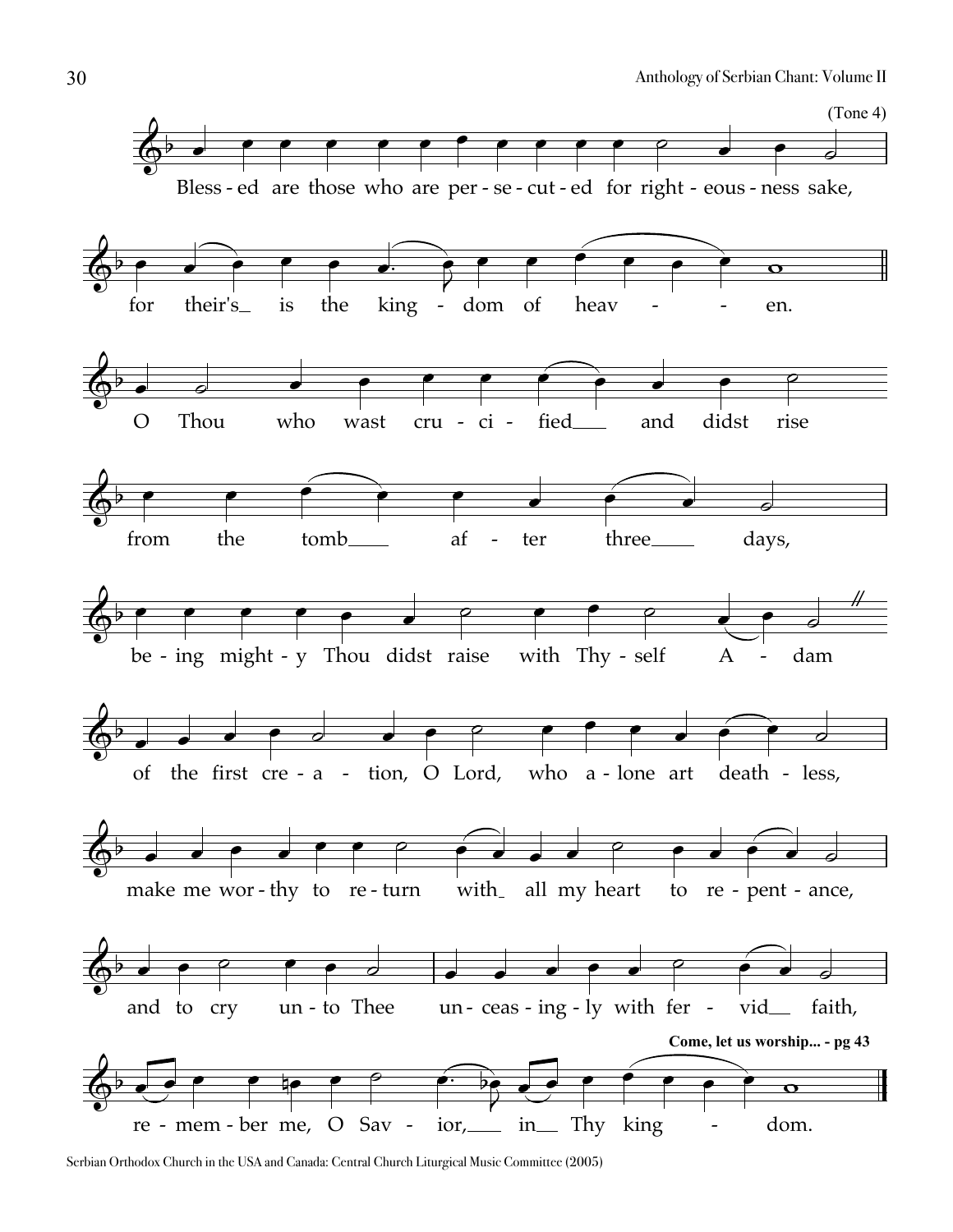(Tone 4)

Bless - ed are those who are per - se - cut - ed for right - eous - ness sake,

for their's_ is the king - dom of heav - - en.

O Thou who wast cru - ci - fied___ and didst rise

from the tomb___ af - ter three___ days,

be - ing might - y Thou didst raise with Thy - self A - dam

of the first cre - a - tion, O Lord, who a - lone art death - less,

make me wor - thy to re - turn with_ all my heart to re - pent - ance,

and to cry un - to Thee un - ceas - ing - ly with fer - vid__ faith,

**Come, let us worship... - pg 43**

re - mem - ber me, O Sav - ior,___ in__ Thy king - dom.

Serbian Orthodox Church in the USA and Canada: Central Church Liturgical Music Committee (2005)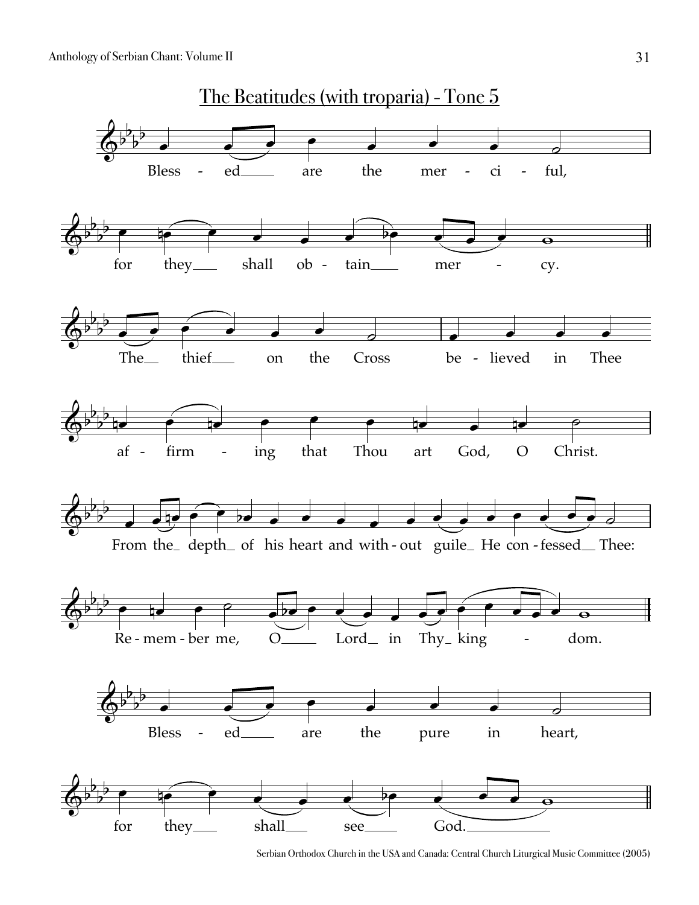# The Beatitudes (with troparia) - Tone 5

Bless - ed are the mer - ci - ful,

for they shall ob - tain mer - cy.

The thief on the Cross be - lieved in Thee

af - firm - ing that Thou art God, O Christ.

From the depth of his heart and with - out guile He con - fessed Thee:

Re - mem - ber me, O Lord in Thy king - dom.

Bless - ed are the pure in heart,

for they shall see God.

Serbian Orthodox Church in the USA and Canada: Central Church Liturgical Music Committee (2005)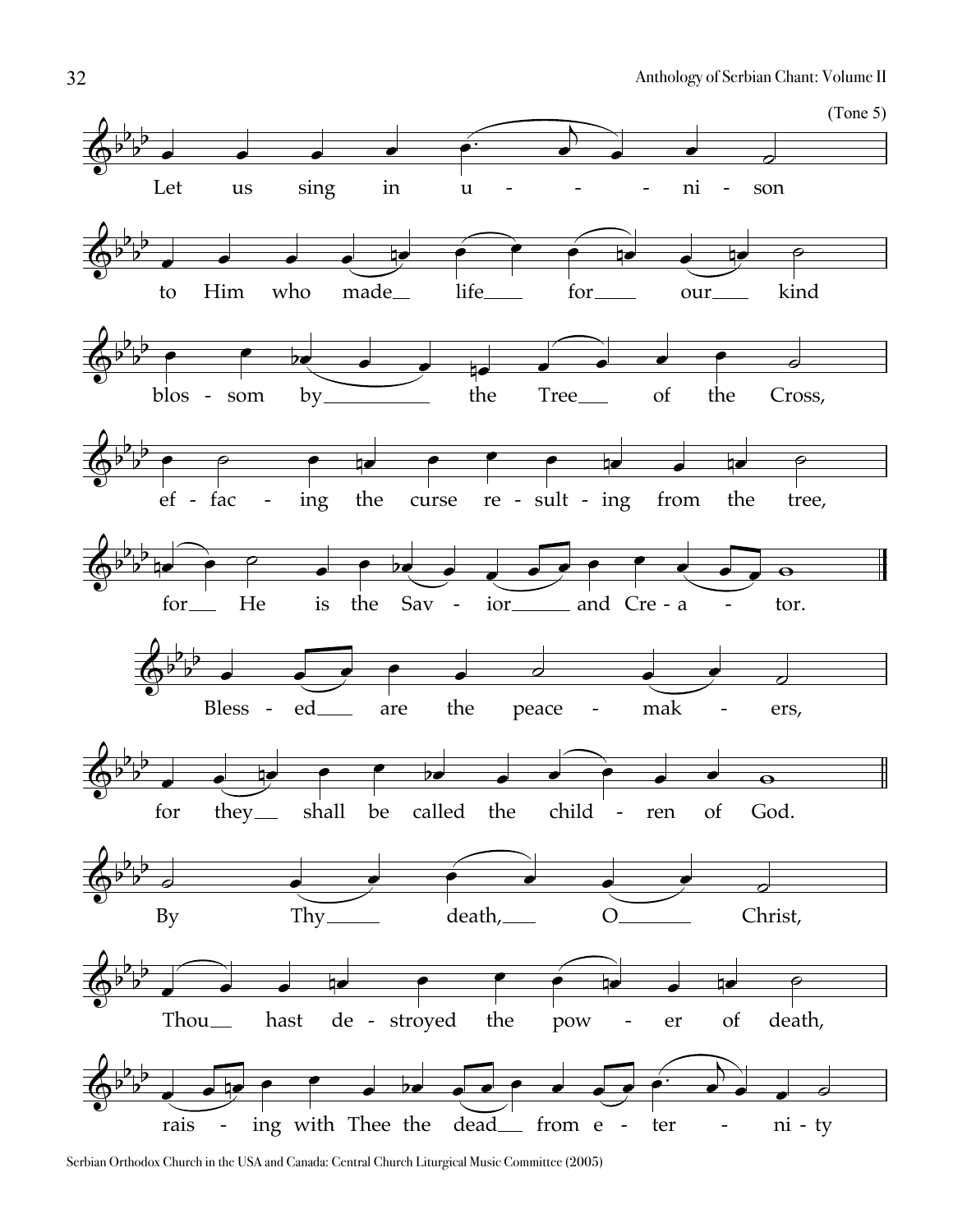(Tone 5)

Let us sing in u - - - ni - son

to Him who made life for our kind

blos - som by the Tree of the Cross,

ef - fac - ing the curse re - sult - ing from the tree,

for He is the Sav - ior and Cre - a - tor.

Bless - ed are the peace - mak - ers,

for they shall be called the child - ren of God.

By Thy death, O Christ,

Thou hast de - stroyed the pow - er of death,

rais - ing with Thee the dead from e - ter - ni - ty

Serbian Orthodox Church in the USA and Canada: Central Church Liturgical Music Committee (2005)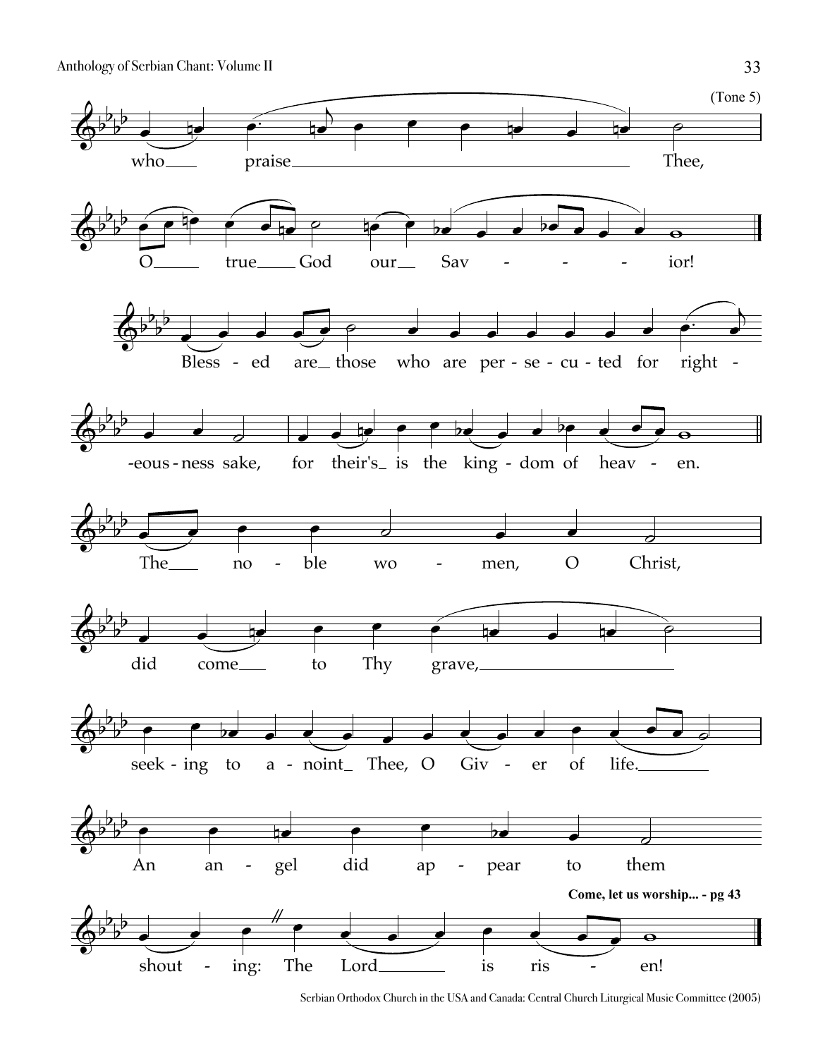(Tone 5)

who praise Thee,

O true God our Sav - - - - ior!

Bless - ed are those who are per - se - cu - ted for right - -eous - ness sake, for their's is the king - dom of heav - en.

The no - ble wo - men, O Christ,

did come to Thy grave,

seek - ing to a - noint Thee, O Giv - er of life.

An an - gel did ap - pear to them

shout - ing: The Lord is ris - en!

**Come, let us worship... - pg 43**

Serbian Orthodox Church in the USA and Canada: Central Church Liturgical Music Committee (2005)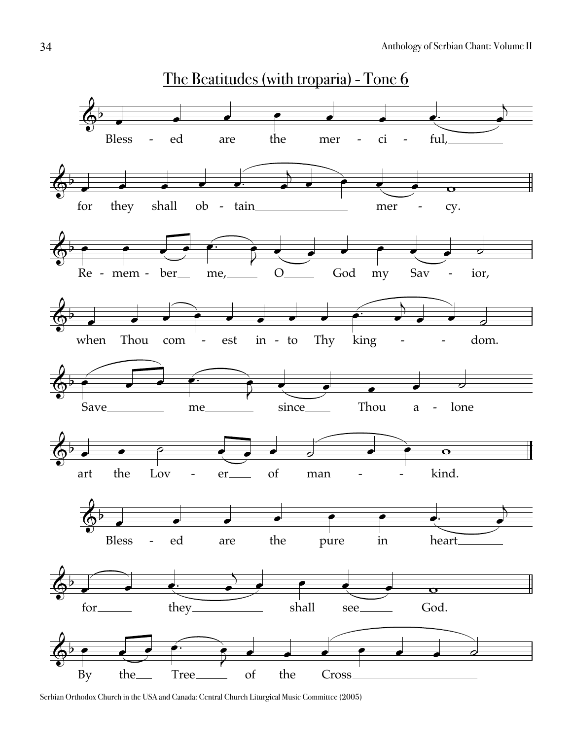## The Beatitudes (with troparia) - Tone 6

Bless - ed are the mer - ci - ful,

for they shall ob - tain mer - cy.

Re - mem - ber me, O God my Sav - ior,

when Thou com - est in - to Thy king - dom.

Save me since Thou a - lone

art the Lov - er of man - kind.

Bless - ed are the pure in heart

for they shall see God.

By the Tree of the Cross

Serbian Orthodox Church in the USA and Canada: Central Church Liturgical Music Committee (2005)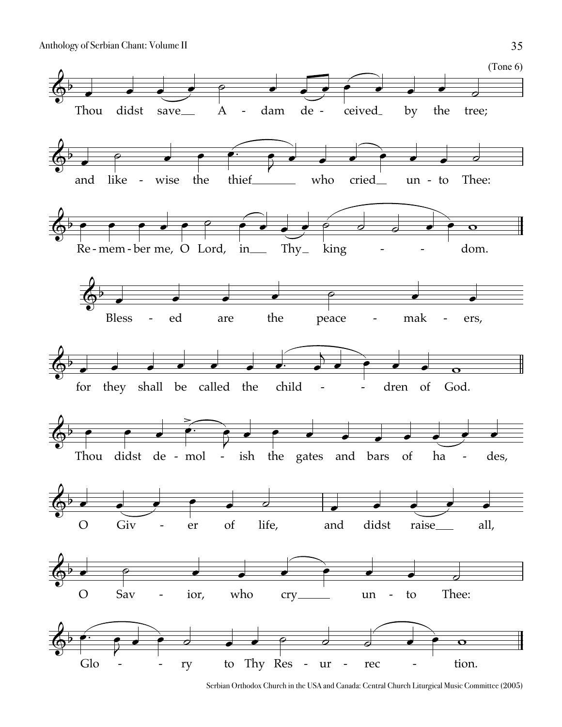(Tone 6)

Thou didst save Adam deceived by the tree;

and likewise the thief who cried unto Thee:

Remember me, O Lord, in Thy kingdom.

Blessed are the peacemakers,

for they shall be called the children of God.

Thou didst demolish the gates and bars of hades,

O Giver of life, and didst raise all,

O Savior, who cry unto Thee:

Glory to Thy Resurrection.

Serbian Orthodox Church in the USA and Canada: Central Church Liturgical Music Committee (2005)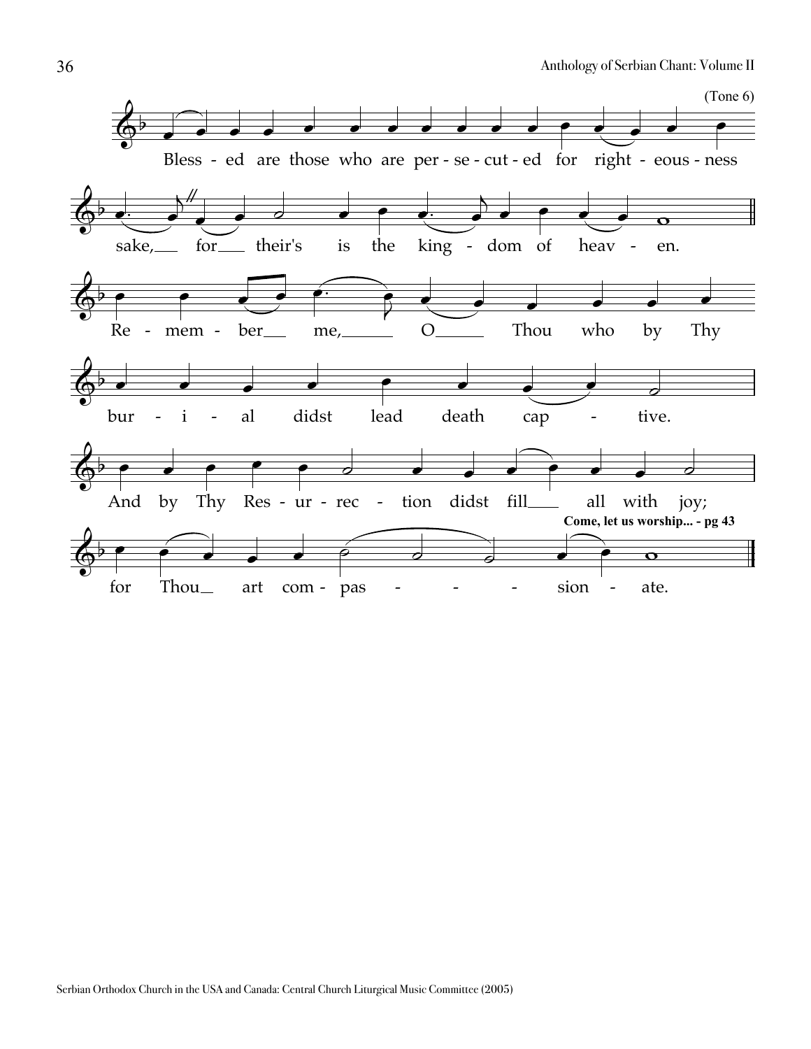(Tone 6)

Bless - ed are those who are per - se - cut - ed for right - eous - ness

sake, for their's is the king - dom of heav - en.

Re - mem - ber me, O Thou who by Thy

bur - i - al didst lead death cap - tive.

And by Thy Res - ur - rec - tion didst fill all with joy;

**Come, let us worship... - pg 43**

for Thou art com - pas - - - sion - ate.

Serbian Orthodox Church in the USA and Canada: Central Church Liturgical Music Committee (2005)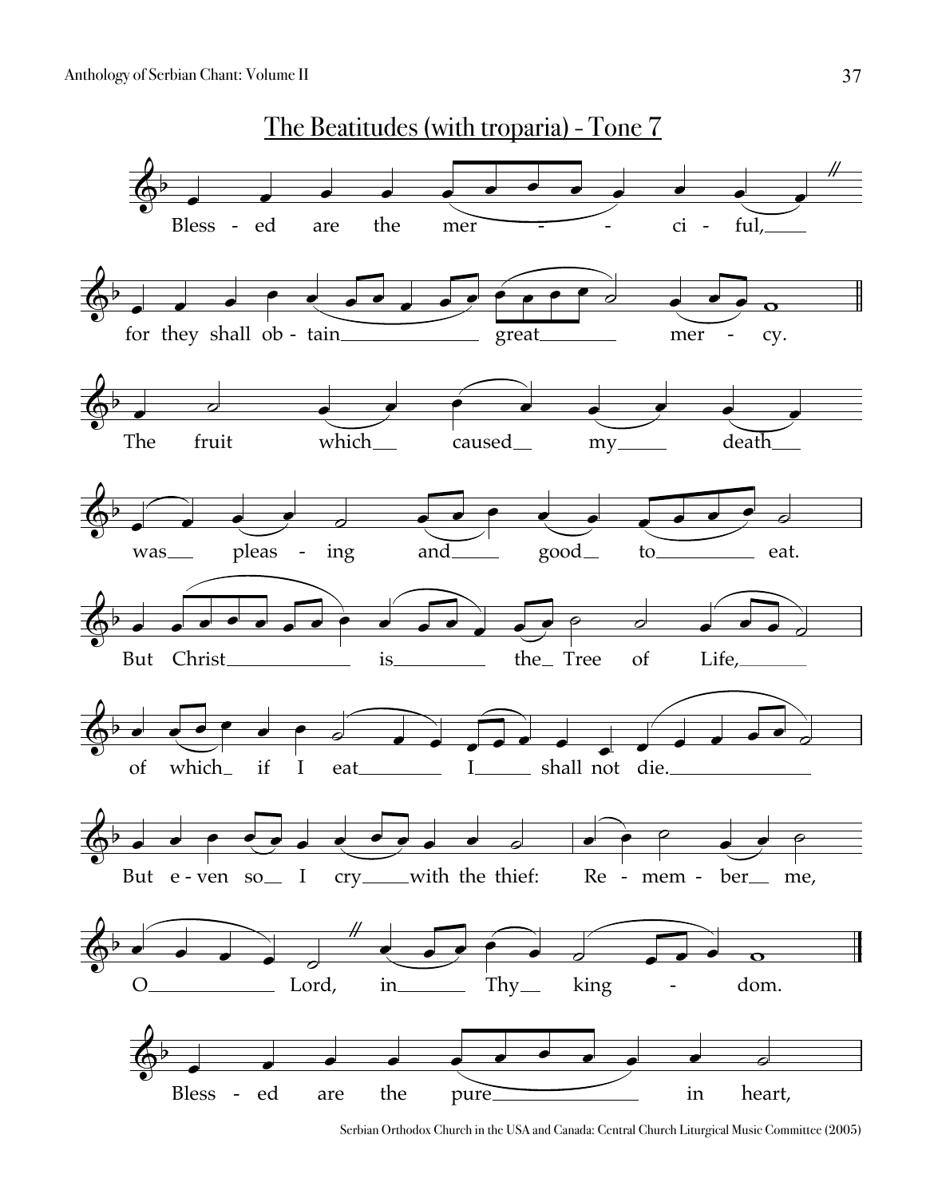## The Beatitudes (with troparia) - Tone 7

Bless - ed are the mer - - ci - ful,

for they shall ob - tain great mer - cy.

The fruit which caused my death

was pleas - ing and good to eat.

But Christ is the Tree of Life,

of which if I eat I shall not die.

But e - ven so I cry with the thief: Re - mem - ber me,

O Lord, in Thy king - dom.

Bless - ed are the pure in heart,

Serbian Orthodox Church in the USA and Canada: Central Church Liturgical Music Committee (2005)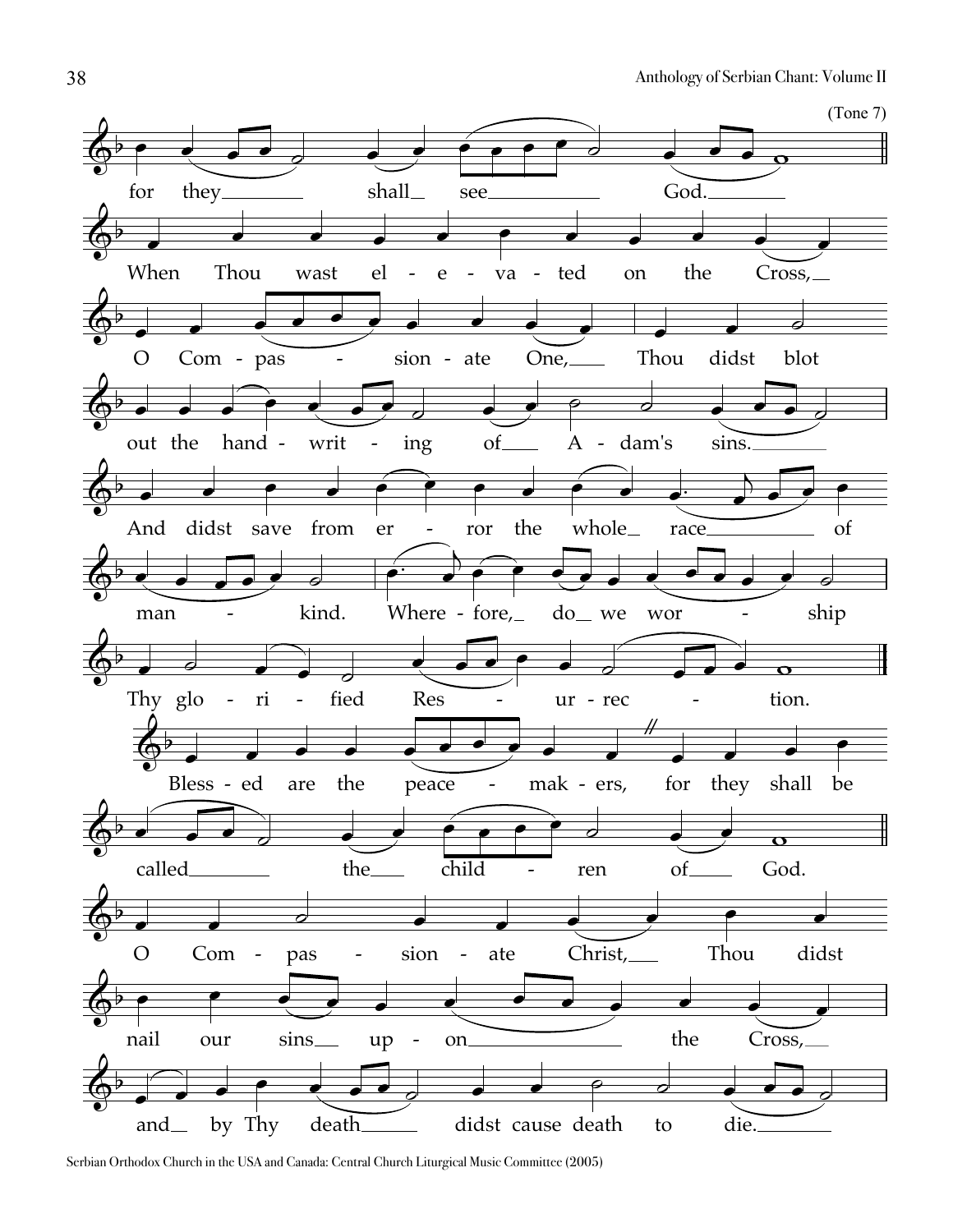(Tone 7)

for they shall see God.

When Thou wast el - e - va - ted on the Cross, O Com - pas - sion - ate One, Thou didst blot out the hand - writ - ing of A - dam's sins. And didst save from er - ror the whole race of man - kind. Where - fore, do we wor - ship Thy glo - ri - fied Res - ur - rec - tion.

Bless - ed are the peace - mak - ers, for they shall be called the child - ren of God.

O Com - pas - sion - ate Christ, Thou didst nail our sins up - on the Cross, and by Thy death didst cause death to die.

Serbian Orthodox Church in the USA and Canada: Central Church Liturgical Music Committee (2005)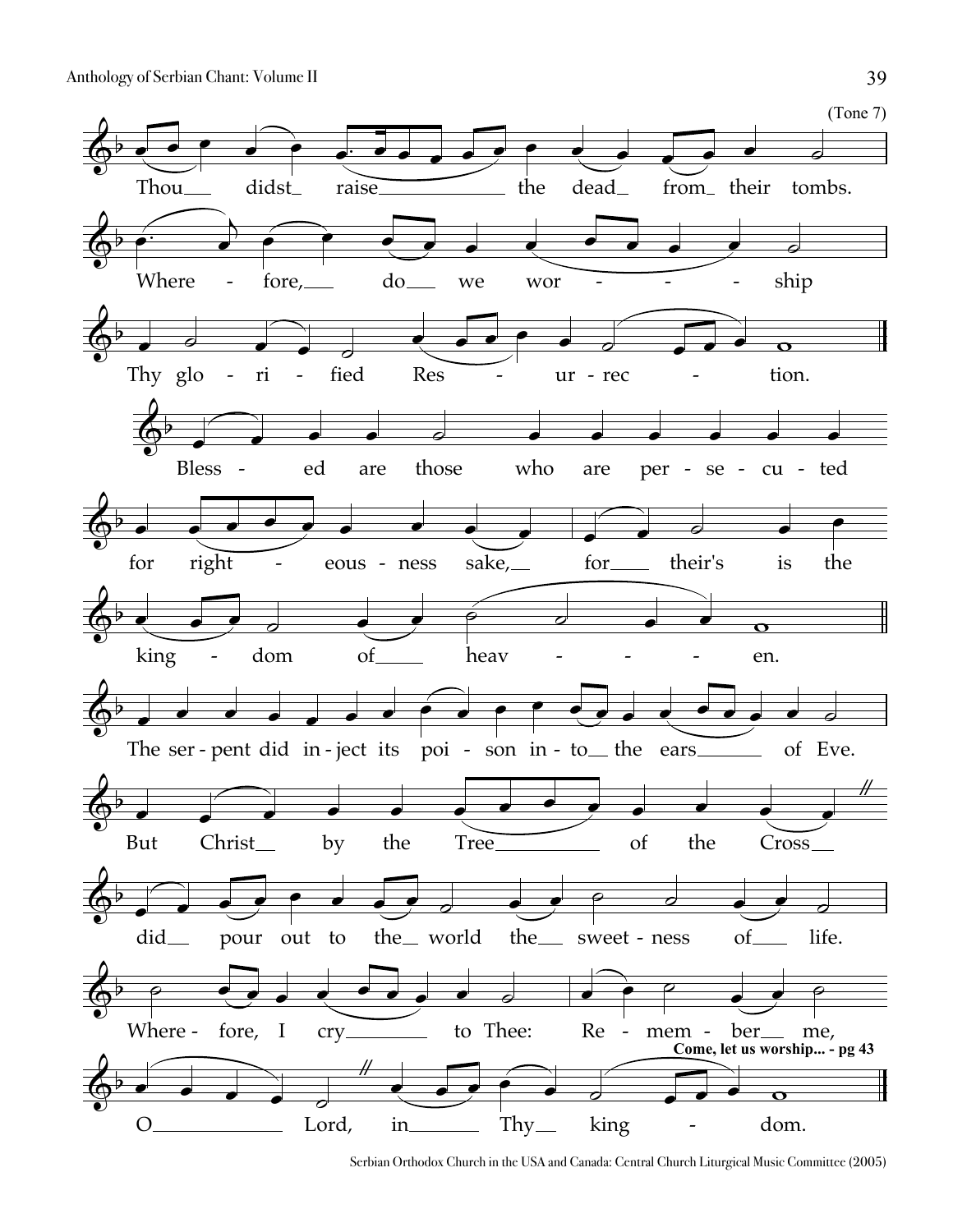(Tone 7)

Thou didst raise the dead from their tombs.

Wherefore, do we worship

Thy glorified Resurrection.

Blessed are those who are persecuted

for righteousness sake, for their's is the

kingdom of heaven.

The serpent did inject its poison into the ears of Eve.

But Christ by the Tree of the Cross

did pour out to the world the sweetness of life.

Wherefore, I cry to Thee: Remember me,

**Come, let us worship... - pg 43**

O Lord, in Thy kingdom.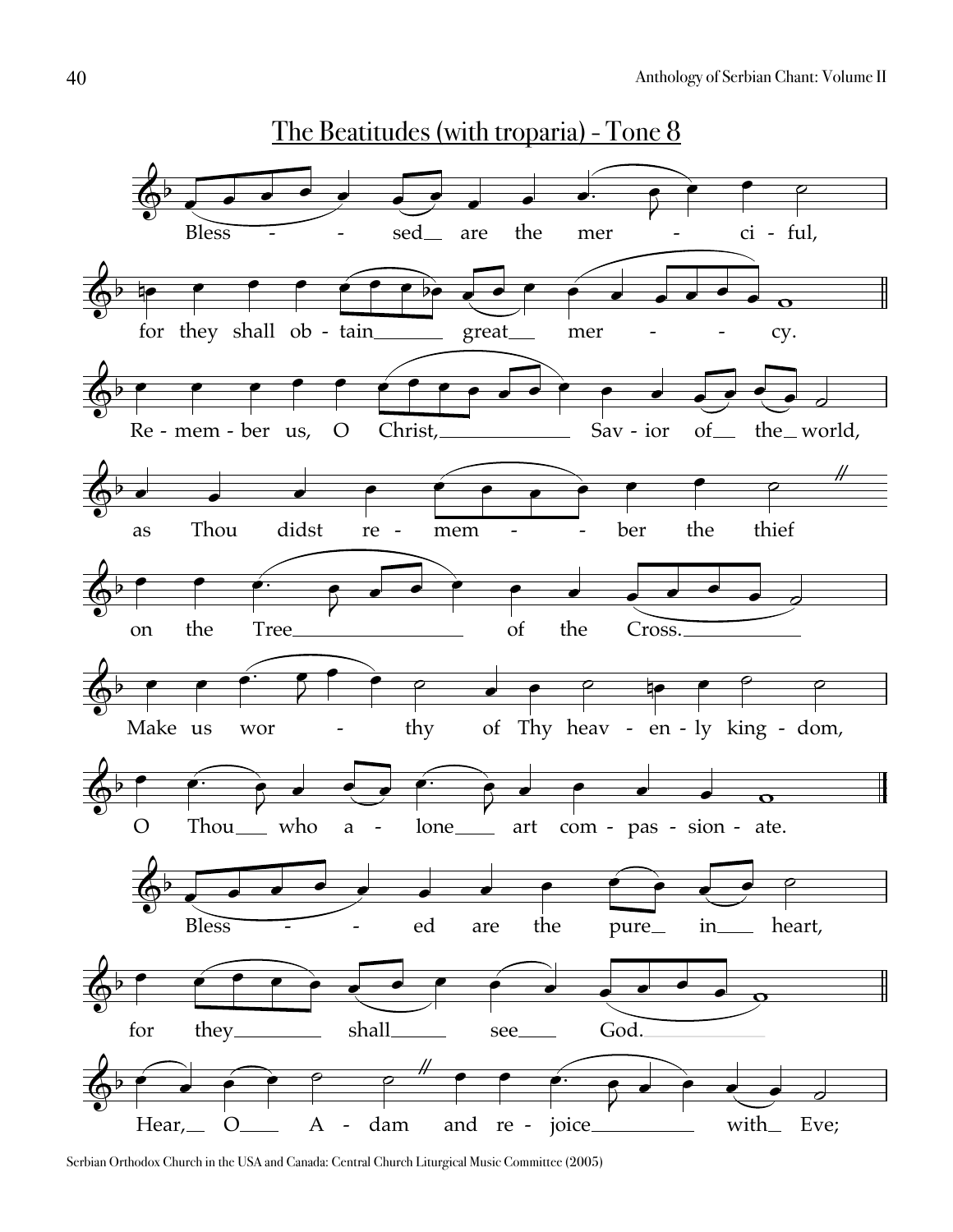## The Beatitudes (with troparia) - Tone 8

Bless - - sed are the mer - ci - ful,

for they shall ob - tain great mer - - cy.

Re - mem - ber us, O Christ, Sav - ior of the world,

as Thou didst re - mem - - ber the thief

on the Tree of the Cross.

Make us wor - thy of Thy heav - en - ly king - dom,

O Thou who a - lone art com - pas - sion - ate.

Bless - - ed are the pure in heart,

for they shall see God.

Hear, O A - dam and re - joice with Eve;

Serbian Orthodox Church in the USA and Canada: Central Church Liturgical Music Committee (2005)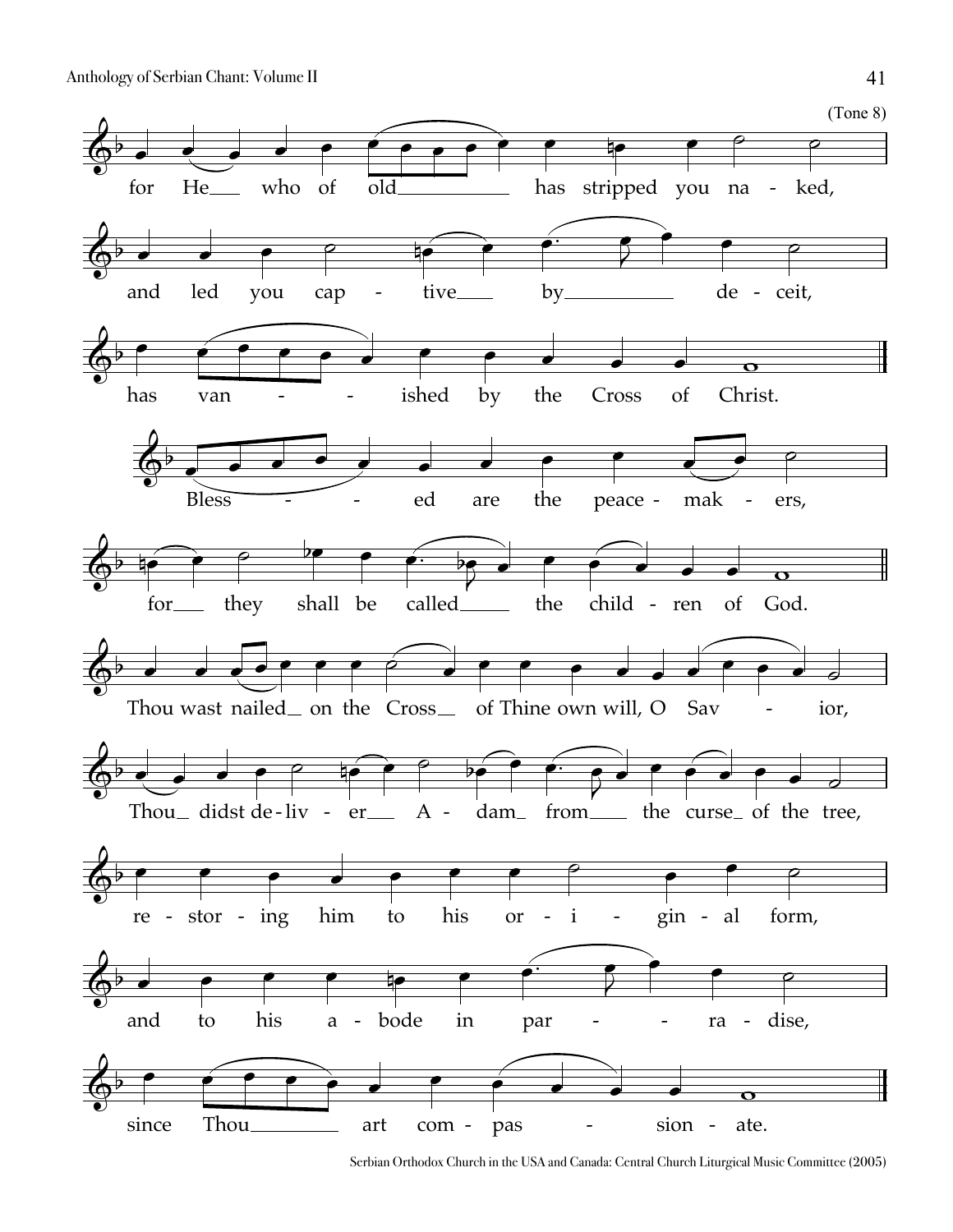(Tone 8)

for He who of old has stripped you naked,

and led you captive by deceit,

has vanished by the Cross of Christ.

Blessed are the peacemakers,

for they shall be called the children of God.

Thou wast nailed on the Cross of Thine own will, O Savior,

Thou didst deliver Adam from the curse of the tree,

restoring him to his original form,

and to his abode in paradise,

since Thou art compassionate.

Serbian Orthodox Church in the USA and Canada: Central Church Liturgical Music Committee (2005)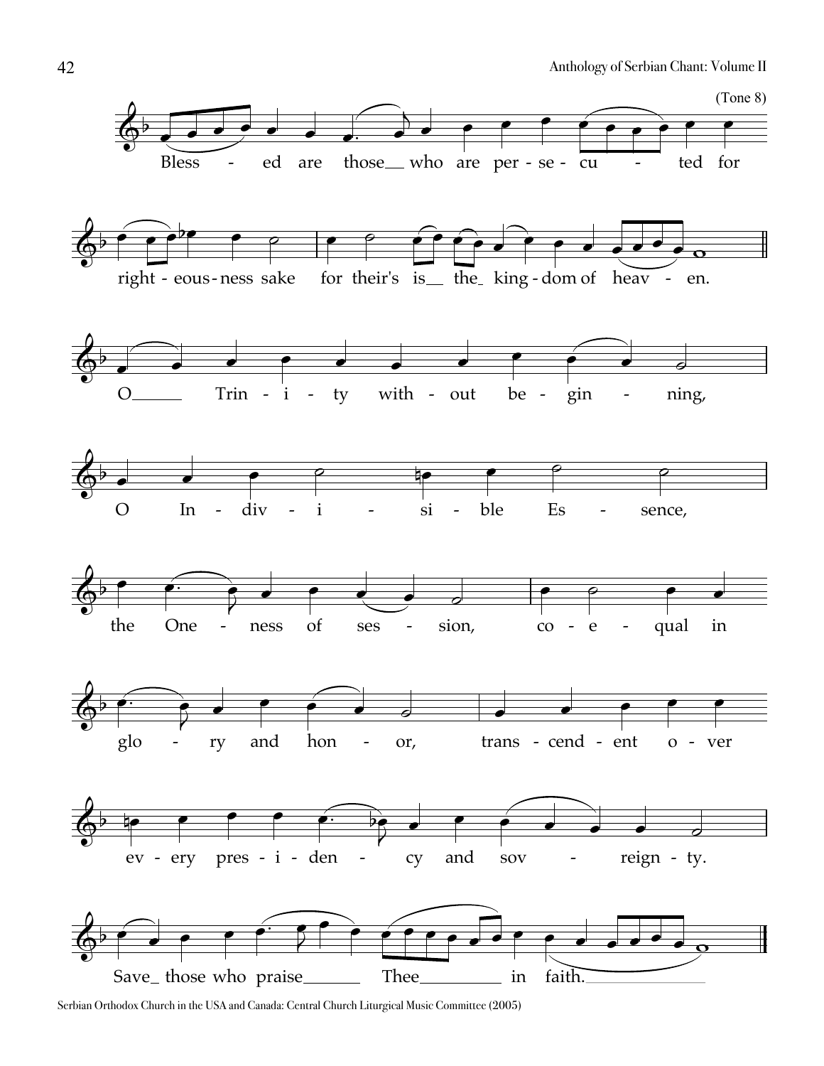(Tone 8)

Bless - ed are those who are per - se - cu - ted for right - eous - ness sake for their's is the king - dom of heav - en.

O Trin - i - ty with - out be - gin - ning,

O In - div - i - si - ble Es - sence,

the One - ness of ses - sion, co - e - qual in

glo - ry and hon - or, trans - cend - ent o - ver

ev - ery pres - i - den - cy and sov - reign - ty.

Save those who praise Thee in faith.

Serbian Orthodox Church in the USA and Canada: Central Church Liturgical Music Committee (2005)